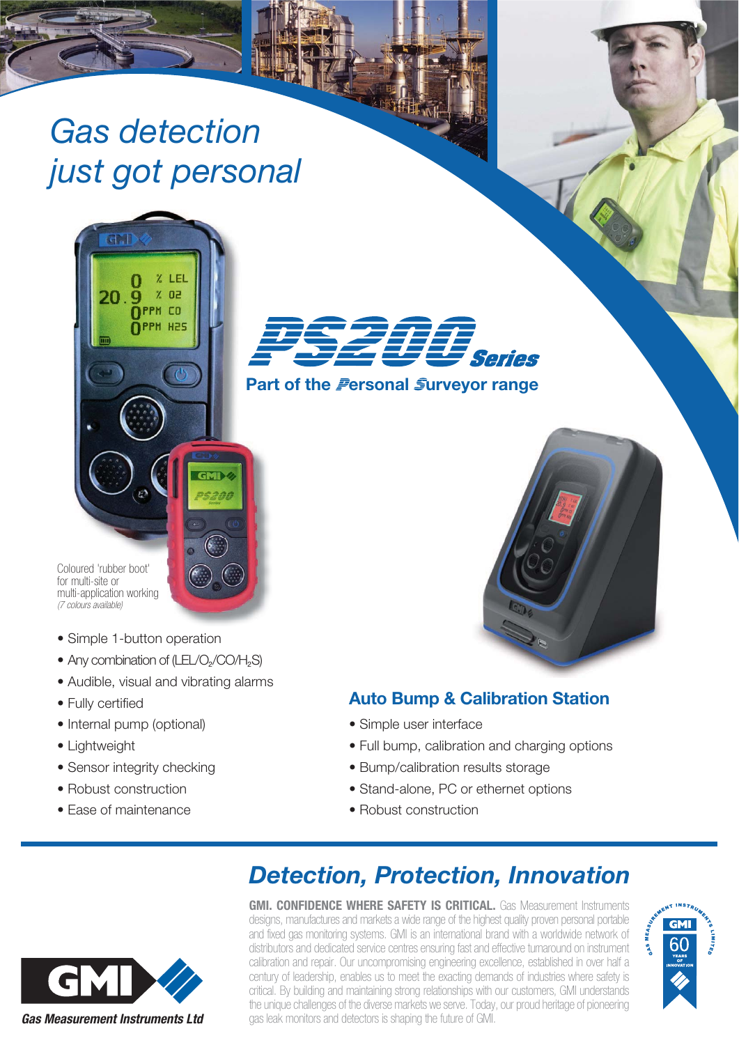# Gas detection just got personal

## PS200 Series

**Part of the Personal Surveyor range**

Coloured 'rubber boot' for multi-site or multi-application working *(7 colours available)*

- Simple 1-button operation
- Any combination of (LEL/$O_2$/CO/$H_2S$)
- Audible, visual and vibrating alarms
- Fully certified
- Internal pump (optional)
- Lightweight
- Sensor integrity checking
- Robust construction
- Ease of maintenance

### Auto Bump & Calibration Station

- Simple user interface
- Full bump, calibration and charging options
- Bump/calibration results storage
- Stand-alone, PC or ethernet options
- Robust construction

## *Detection, Protection, Innovation*

**GMI. CONFIDENCE WHERE SAFETY IS CRITICAL.** Gas Measurement Instruments designs, manufactures and markets a wide range of the highest quality proven personal portable and fixed gas monitoring systems. GMI is an international brand with a worldwide network of distributors and dedicated service centres ensuring fast and effective turnaround on instrument calibration and repair. Our uncompromising engineering excellence, established in over half a century of leadership, enables us to meet the exacting demands of industries where safety is critical. By building and maintaining strong relationships with our customers, GMI understands the unique challenges of the diverse markets we serve. Today, our proud heritage of pioneering gas leak monitors and detectors is shaping the future of GMI.

*Gas Measurement Instruments Ltd*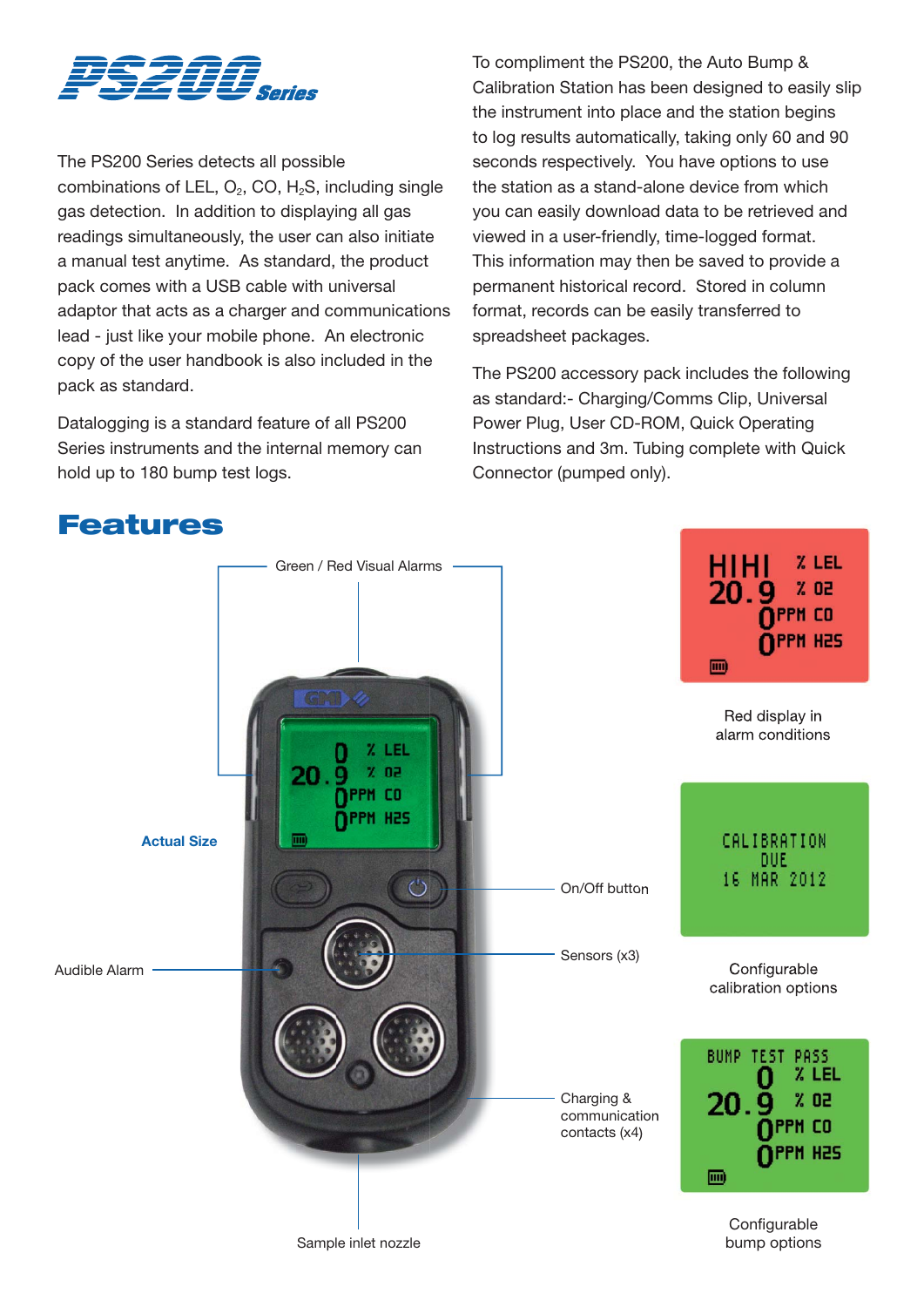# PS200 Series

The PS200 Series detects all possible combinations of LEL, $O_2$, CO, $H_2S$, including single gas detection. In addition to displaying all gas readings simultaneously, the user can also initiate a manual test anytime. As standard, the product pack comes with a USB cable with universal adaptor that acts as a charger and communications lead - just like your mobile phone. An electronic copy of the user handbook is also included in the pack as standard.

Datalogging is a standard feature of all PS200 Series instruments and the internal memory can hold up to 180 bump test logs.

To compliment the PS200, the Auto Bump & Calibration Station has been designed to easily slip the instrument into place and the station begins to log results automatically, taking only 60 and 90 seconds respectively. You have options to use the station as a stand-alone device from which you can easily download data to be retrieved and viewed in a user-friendly, time-logged format. This information may then be saved to provide a permanent historical record. Stored in column format, records can be easily transferred to spreadsheet packages.

The PS200 accessory pack includes the following as standard:- Charging/Comms Clip, Universal Power Plug, User CD-ROM, Quick Operating Instructions and 3m. Tubing complete with Quick Connector (pumped only).

## Features

Green / Red Visual Alarms

Actual Size

On/Off button

Sensors (x3)

Audible Alarm

Charging & communication contacts (x4)

Sample inlet nozzle

Red display in alarm conditions

Configurable calibration options

Configurable bump options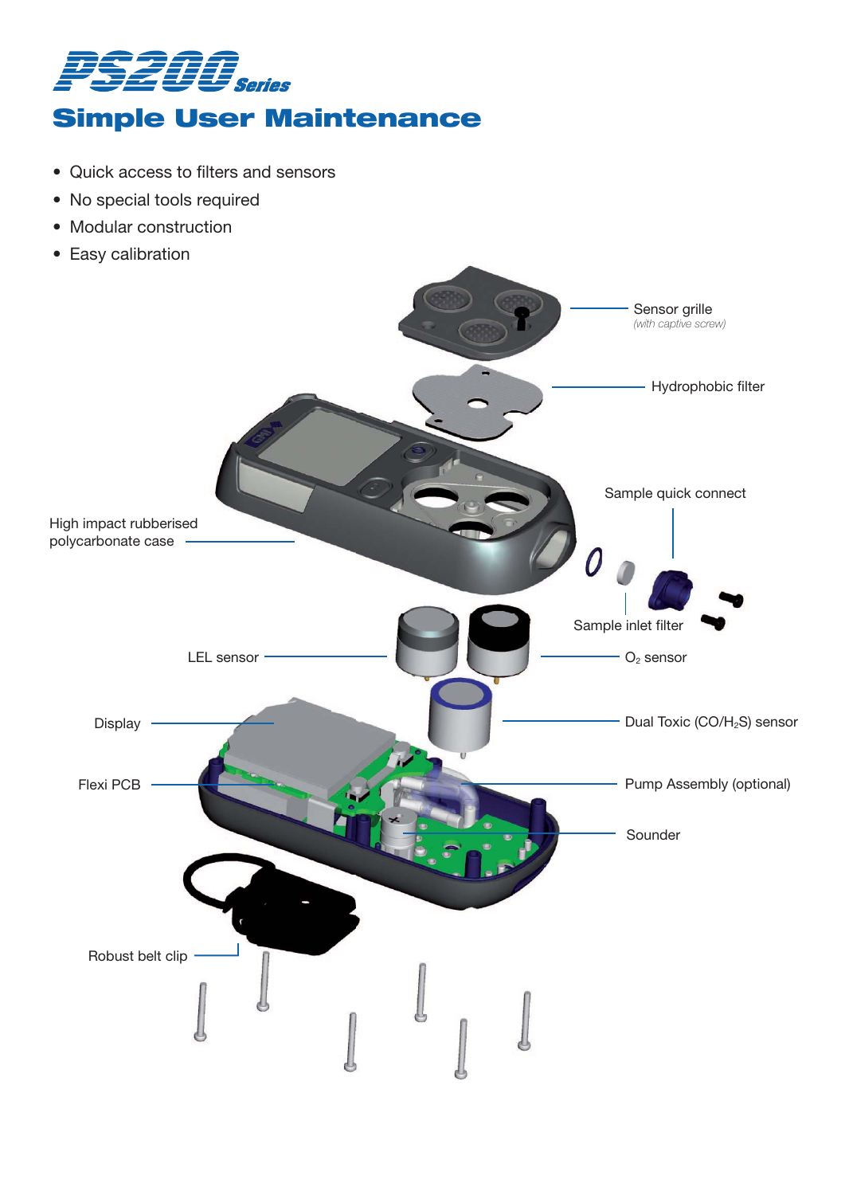# PS200 Series

## Simple User Maintenance

- Quick access to filters and sensors
- No special tools required
- Modular construction
- Easy calibration

Sensor grille
*(with captive screw)*

Hydrophobic filter

Sample quick connect

High impact rubberised polycarbonate case

Sample inlet filter

LEL sensor

$O_2$ sensor

Display

Dual Toxic ($CO/H_2S$) sensor

Flexi PCB

Pump Assembly (optional)

Sounder

Robust belt clip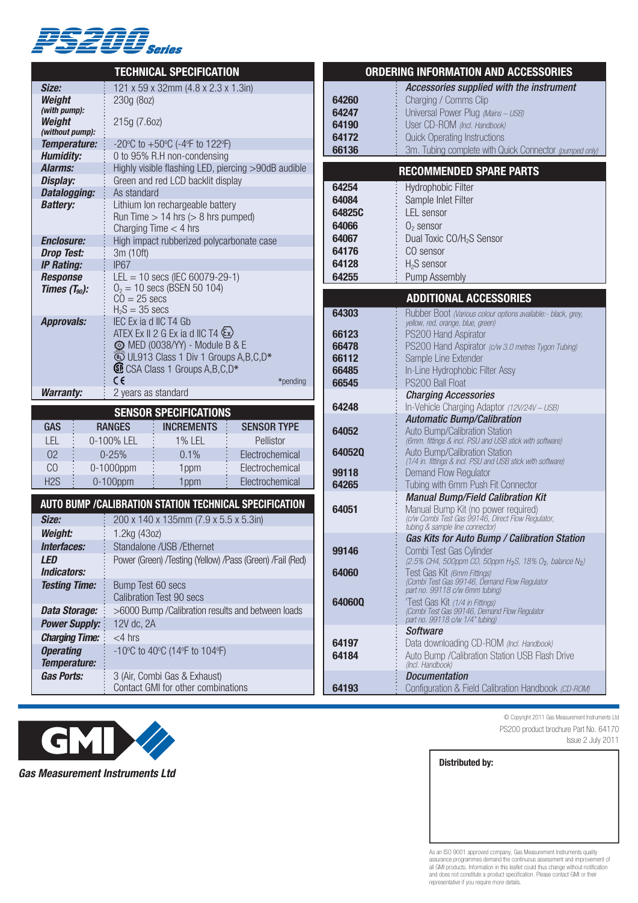# PS200 Series

## TECHNICAL SPECIFICATION

| | |
|---|---|
| **Size:** | 121 x 59 x 32mm (4.8 x 2.3 x 1.3in) |
| **Weight** *(with pump):* | 230g (8oz) |
| **Weight** *(without pump):* | 215g (7.6oz) |
| **Temperature:** | -20ºC to +50ºC (-4ºF to 122ºF) |
| **Humidity:** | 0 to 95% R.H non-condensing |
| **Alarms:** | Highly visible flashing LED, piercing >90dB audible |
| **Display:** | Green and red LCD backlit display |
| **Datalogging:** | As standard |
| **Battery:** | Lithium Ion rechargeable battery<br>Run Time > 14 hrs (> 8 hrs pumped)<br>Charging Time < 4 hrs |
| **Enclosure:** | High impact rubberized polycarbonate case |
| **Drop Test:** | 3m (10ft) |
| **IP Rating:** | IP67 |
| **Response Times ($T_{90}$):** | LEL = 10 secs (IEC 60079-29-1)<br>$O_2$ = 10 secs (BSEN 50 104)<br>CO = 25 secs<br>$H_2S$ = 35 secs |
| **Approvals:** | IEC Ex ia d IIC T4 Gb<br>ATEX Ex II 2 G Ex ia d IIC T4<br>MED (0038/YY) - Module B & E<br>UL913 Class 1 Div 1 Groups A,B,C,D*<br>CSA Class 1 Groups A,B,C,D*<br>CE<br>*pending |
| **Warranty:** | 2 years as standard |

## SENSOR SPECIFICATIONS

| GAS | RANGES | INCREMENTS | SENSOR TYPE |
|---|---|---|---|
| LEL | 0-100% LEL | 1% LEL | Pellistor |
| O2 | 0-25% | 0.1% | Electrochemical |
| CO | 0-1000ppm | 1ppm | Electrochemical |
| H2S | 0-100ppm | 1ppm | Electrochemical |

## AUTO BUMP /CALIBRATION STATION TECHNICAL SPECIFICATION

| | |
|---|---|
| **Size:** | 200 x 140 x 135mm (7.9 x 5.5 x 5.3in) |
| **Weight:** | 1.2kg (43oz) |
| **Interfaces:** | Standalone /USB /Ethernet |
| **LED Indicators:** | Power (Green) /Testing (Yellow) /Pass (Green) /Fail (Red) |
| **Testing Time:** | Bump Test 60 secs<br>Calibration Test 90 secs |
| **Data Storage:** | >6000 Bump /Calibration results and between loads |
| **Power Supply:** | 12V dc, 2A |
| **Charging Time:** | <4 hrs |
| **Operating Temperature:** | -10ºC to 40ºC (14ºF to 104ºF) |
| **Gas Ports:** | 3 (Air, Combi Gas & Exhaust)<br>Contact GMI for other combinations |

## ORDERING INFORMATION AND ACCESSORIES

| | |
|---|---|
| | ***Accessories supplied with the instrument*** |
| **64260** | Charging / Comms Clip |
| **64247** | Universal Power Plug *(Mains – USB)* |
| **64190** | User CD-ROM *(Incl. Handbook)* |
| **64172** | Quick Operating Instructions |
| **66136** | 3m. Tubing complete with Quick Connector *(pumped only)* |

## RECOMMENDED SPARE PARTS

| | |
|---|---|
| **64254** | Hydrophobic Filter |
| **64084** | Sample Inlet Filter |
| **64825C** | LEL sensor |
| **64066** | $O_2$ sensor |
| **64067** | Dual Toxic CO/$H_2S$ Sensor |
| **64176** | CO sensor |
| **64128** | $H_2S$ sensor |
| **64255** | Pump Assembly |

## ADDITIONAL ACCESSORIES

| | |
|---|---|
| **64303** | Rubber Boot *(Various colour options available:- black, grey, yellow, red, orange, blue, green)* |
| **66123** | PS200 Hand Aspirator |
| **66478** | PS200 Hand Aspirator *(c/w 3.0 metres Tygon Tubing)* |
| **66112** | Sample Line Extender |
| **66485** | In-Line Hydrophobic Filter Assy |
| **66545** | PS200 Ball Float |
| | ***Charging Accessories*** |
| **64248** | In-Vehicle Charging Adaptor *(12V/24V – USB)* |
| | ***Automatic Bump/Calibration*** |
| **64052** | Auto Bump/Calibration Station *(6mm. fittings & incl. PSU and USB stick with software)* |
| **64052Q** | Auto Bump/Calibration Station *(1/4 in. fittings & incl. PSU and USB stick with software)* |
| **99118** | Demand Flow Regulator |
| **64265** | Tubing with 6mm Push Fit Connector |
| | ***Manual Bump/Field Calibration Kit*** |
| **64051** | Manual Bump Kit (no power required) *(c/w Combi Test Gas 99146, Direct Flow Regulator, tubing & sample line connector)* |
| | ***Gas Kits for Auto Bump / Calibration Station*** |
| **99146** | Combi Test Gas Cylinder *(2.5% CH4, 500ppm CO, 50ppm $H_2S$, 18% $O_2$, balance $N_2$)* |
| **64060** | Test Gas Kit *(6mm Fittings) (Combi Test Gas 99146, Demand Flow Regulator part no. 99118 c/w 6mm tubing)* |
| **64060Q** | Test Gas Kit *(1/4 in Fittings) (Combi Test Gas 99146, Demand Flow Regulator part no. 99118 c/w 1/4" tubing)* |
| | ***Software*** |
| **64197** | Data downloading CD-ROM *(Incl. Handbook)* |
| **64184** | Auto Bump /Calibration Station USB Flash Drive *(Incl. Handbook)* |
| | ***Documentation*** |
| **64193** | Configuration & Field Calibration Handbook *(CD-ROM)* |

**GMI**

*Gas Measurement Instruments Ltd*

© Copyright 2011 Gas Measurement Instruments Ltd

PS200 product brochure Part No. 64170

Issue 2 July 2011

**Distributed by:**

As an ISO 9001 approved company, Gas Measurement Instruments quality assurance programmes demand the continuous assessment and improvement of all GMI products. Information in this leaflet could thus change without notification and does not constitute a product specification. Please contact GMI or their representative if you require more details.